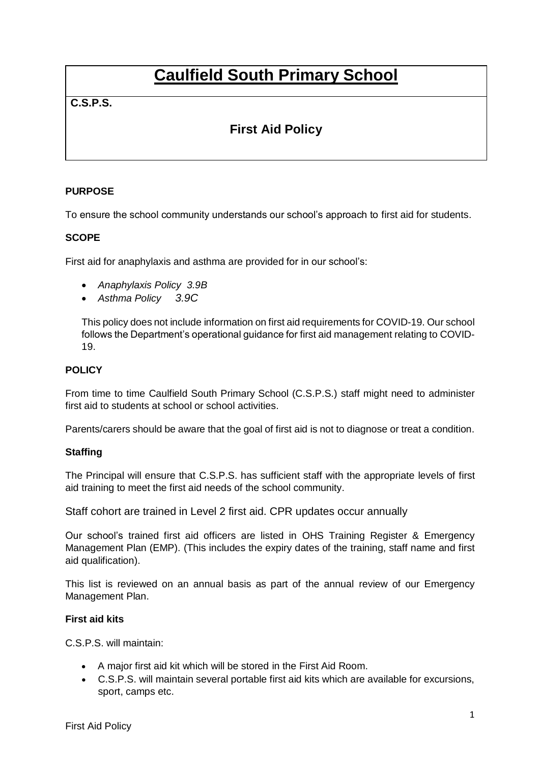# Caulfield South Primary School

**C.S.P.S.**

## First Aid Policy

**PURPOSE**

To ensure the school community understands our school's approach to first aid for students.

**SCOPE**

First aid for anaphylaxis and asthma are provided for in our school's:

- *Anaphylaxis Policy 3.9B*
- *Asthma Policy 3.9C*

This policy does not include information on first aid requirements for COVID-19. Our school follows the Department's operational guidance for first aid management relating to COVID-19.

**POLICY**

From time to time Caulfield South Primary School (C.S.P.S.) staff might need to administer first aid to students at school or school activities.

Parents/carers should be aware that the goal of first aid is not to diagnose or treat a condition.

**Staffing**

The Principal will ensure that C.S.P.S. has sufficient staff with the appropriate levels of first aid training to meet the first aid needs of the school community.

Staff cohort are trained in Level 2 first aid. CPR updates occur annually

Our school's trained first aid officers are listed in OHS Training Register & Emergency Management Plan (EMP). (This includes the expiry dates of the training, staff name and first aid qualification).

This list is reviewed on an annual basis as part of the annual review of our Emergency Management Plan.

**First aid kits**

C.S.P.S. will maintain:

- A major first aid kit which will be stored in the First Aid Room.
- C.S.P.S. will maintain several portable first aid kits which are available for excursions, sport, camps etc.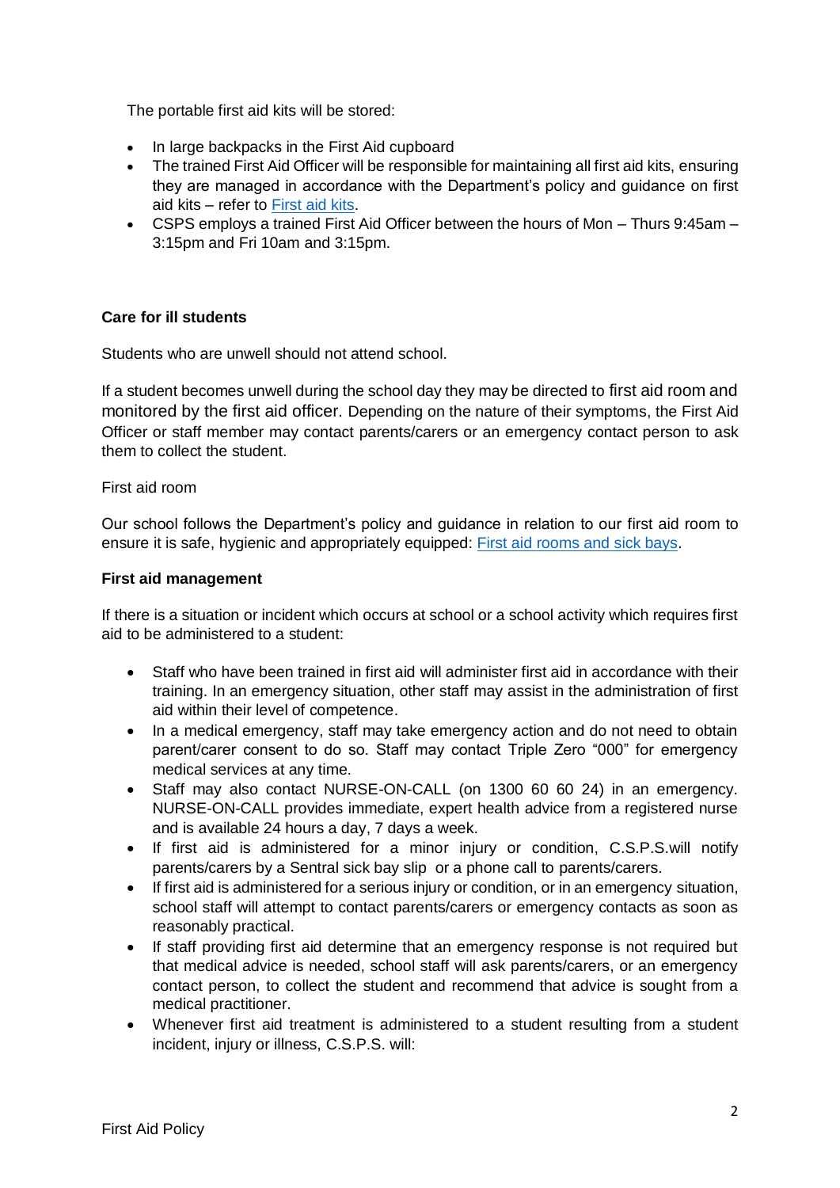The portable first aid kits will be stored:

- In large backpacks in the First Aid cupboard
- The trained First Aid Officer will be responsible for maintaining all first aid kits, ensuring they are managed in accordance with the Department's policy and guidance on first aid kits – refer to First aid kits.
- CSPS employs a trained First Aid Officer between the hours of Mon – Thurs 9:45am – 3:15pm and Fri 10am and 3:15pm.

**Care for ill students**

Students who are unwell should not attend school.

If a student becomes unwell during the school day they may be directed to first aid room and monitored by the first aid officer. Depending on the nature of their symptoms, the First Aid Officer or staff member may contact parents/carers or an emergency contact person to ask them to collect the student.

First aid room

Our school follows the Department's policy and guidance in relation to our first aid room to ensure it is safe, hygienic and appropriately equipped: First aid rooms and sick bays.

**First aid management**

If there is a situation or incident which occurs at school or a school activity which requires first aid to be administered to a student:

- Staff who have been trained in first aid will administer first aid in accordance with their training. In an emergency situation, other staff may assist in the administration of first aid within their level of competence.
- In a medical emergency, staff may take emergency action and do not need to obtain parent/carer consent to do so. Staff may contact Triple Zero "000" for emergency medical services at any time.
- Staff may also contact NURSE-ON-CALL (on 1300 60 60 24) in an emergency. NURSE-ON-CALL provides immediate, expert health advice from a registered nurse and is available 24 hours a day, 7 days a week.
- If first aid is administered for a minor injury or condition, C.S.P.S.will notify parents/carers by a Sentral sick bay slip or a phone call to parents/carers.
- If first aid is administered for a serious injury or condition, or in an emergency situation, school staff will attempt to contact parents/carers or emergency contacts as soon as reasonably practical.
- If staff providing first aid determine that an emergency response is not required but that medical advice is needed, school staff will ask parents/carers, or an emergency contact person, to collect the student and recommend that advice is sought from a medical practitioner.
- Whenever first aid treatment is administered to a student resulting from a student incident, injury or illness, C.S.P.S. will: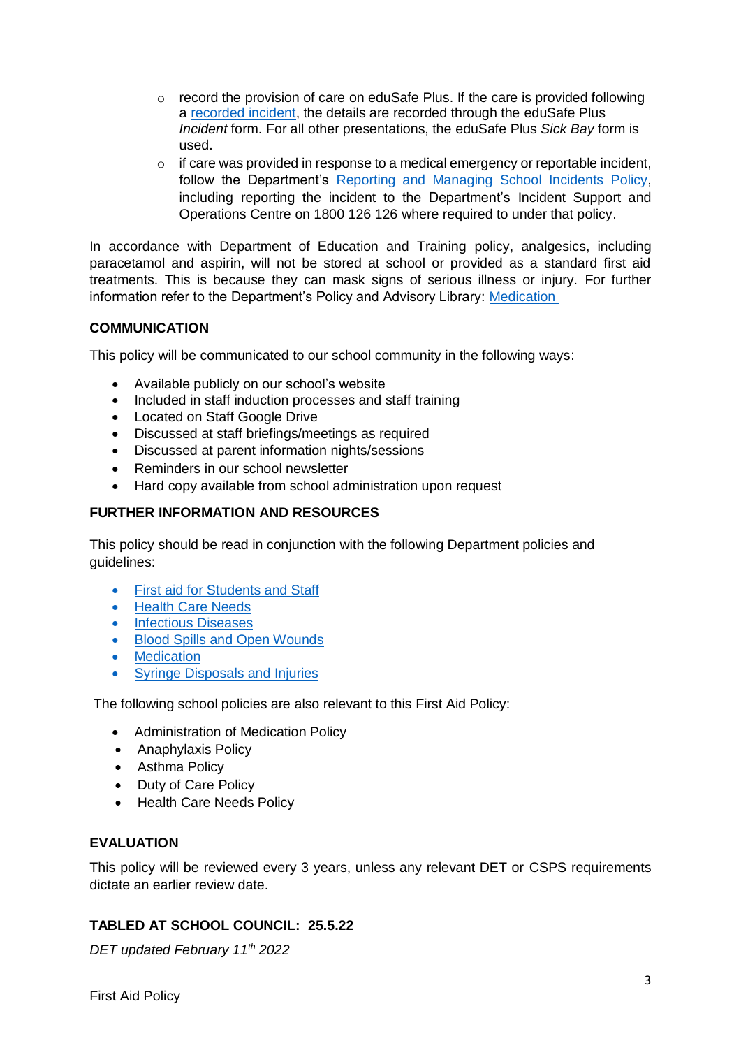- record the provision of care on eduSafe Plus. If the care is provided following a recorded incident, the details are recorded through the eduSafe Plus *Incident* form. For all other presentations, the eduSafe Plus *Sick Bay* form is used.
- if care was provided in response to a medical emergency or reportable incident, follow the Department's Reporting and Managing School Incidents Policy, including reporting the incident to the Department's Incident Support and Operations Centre on 1800 126 126 where required to under that policy.

In accordance with Department of Education and Training policy, analgesics, including paracetamol and aspirin, will not be stored at school or provided as a standard first aid treatments. This is because they can mask signs of serious illness or injury. For further information refer to the Department's Policy and Advisory Library: Medication

## COMMUNICATION

This policy will be communicated to our school community in the following ways:

- Available publicly on our school's website
- Included in staff induction processes and staff training
- Located on Staff Google Drive
- Discussed at staff briefings/meetings as required
- Discussed at parent information nights/sessions
- Reminders in our school newsletter
- Hard copy available from school administration upon request

## FURTHER INFORMATION AND RESOURCES

This policy should be read in conjunction with the following Department policies and guidelines:

- First aid for Students and Staff
- Health Care Needs
- Infectious Diseases
- Blood Spills and Open Wounds
- Medication
- Syringe Disposals and Injuries

The following school policies are also relevant to this First Aid Policy:

- Administration of Medication Policy
- Anaphylaxis Policy
- Asthma Policy
- Duty of Care Policy
- Health Care Needs Policy

## EVALUATION

This policy will be reviewed every 3 years, unless any relevant DET or CSPS requirements dictate an earlier review date.

**TABLED AT SCHOOL COUNCIL: 25.5.22**

*DET updated February 11th 2022*